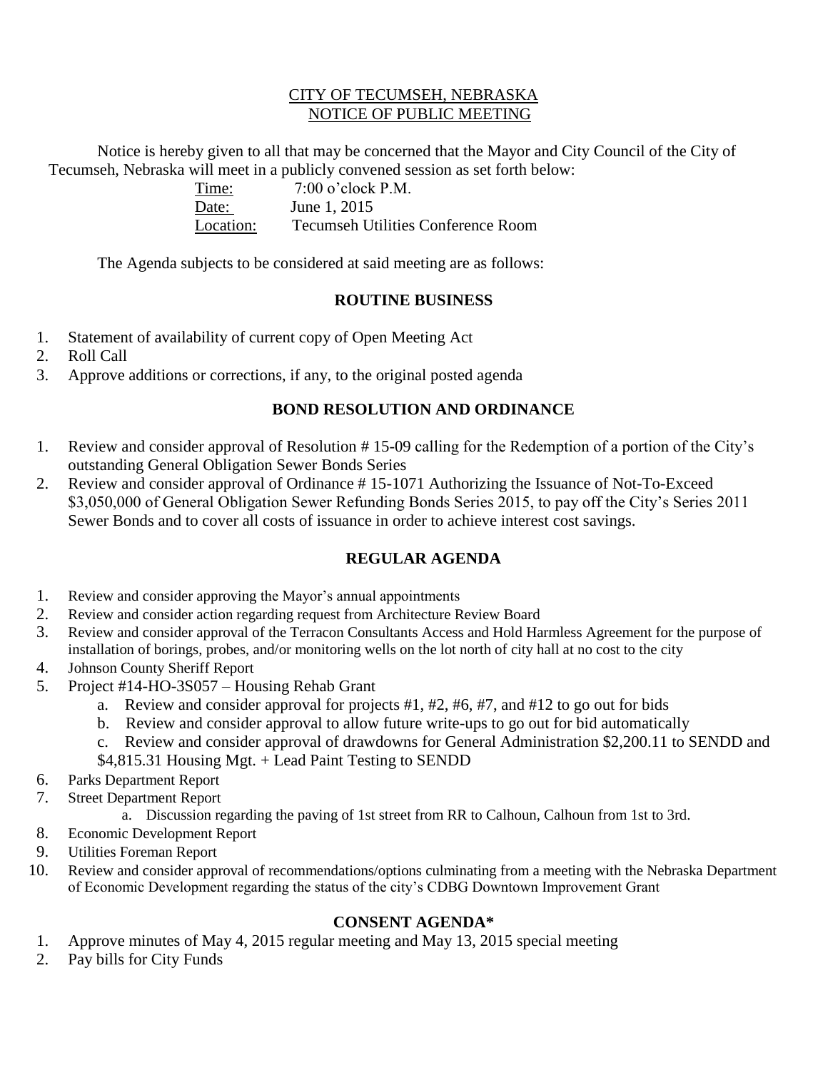CITY OF TECUMSEH, NEBRASKA
NOTICE OF PUBLIC MEETING

Notice is hereby given to all that may be concerned that the Mayor and City Council of the City of Tecumseh, Nebraska will meet in a publicly convened session as set forth below:

| | |
|---|---|
| Time: | 7:00 o'clock P.M. |
| Date: | June 1, 2015 |
| Location: | Tecumseh Utilities Conference Room |

The Agenda subjects to be considered at said meeting are as follows:

## ROUTINE BUSINESS

1. Statement of availability of current copy of Open Meeting Act
2. Roll Call
3. Approve additions or corrections, if any, to the original posted agenda

## BOND RESOLUTION AND ORDINANCE

1. Review and consider approval of Resolution # 15-09 calling for the Redemption of a portion of the City's outstanding General Obligation Sewer Bonds Series
2. Review and consider approval of Ordinance # 15-1071 Authorizing the Issuance of Not-To-Exceed $3,050,000 of General Obligation Sewer Refunding Bonds Series 2015, to pay off the City's Series 2011 Sewer Bonds and to cover all costs of issuance in order to achieve interest cost savings.

## REGULAR AGENDA

1. Review and consider approving the Mayor's annual appointments
2. Review and consider action regarding request from Architecture Review Board
3. Review and consider approval of the Terracon Consultants Access and Hold Harmless Agreement for the purpose of installation of borings, probes, and/or monitoring wells on the lot north of city hall at no cost to the city
4. Johnson County Sheriff Report
5. Project #14-HO-3S057 – Housing Rehab Grant
   a. Review and consider approval for projects #1, #2, #6, #7, and #12 to go out for bids
   b. Review and consider approval to allow future write-ups to go out for bid automatically
   c. Review and consider approval of drawdowns for General Administration $2,200.11 to SENDD and $4,815.31 Housing Mgt. + Lead Paint Testing to SENDD
6. Parks Department Report
7. Street Department Report
   a. Discussion regarding the paving of 1st street from RR to Calhoun, Calhoun from 1st to 3rd.
8. Economic Development Report
9. Utilities Foreman Report
10. Review and consider approval of recommendations/options culminating from a meeting with the Nebraska Department of Economic Development regarding the status of the city's CDBG Downtown Improvement Grant

## CONSENT AGENDA*

1. Approve minutes of May 4, 2015 regular meeting and May 13, 2015 special meeting
2. Pay bills for City Funds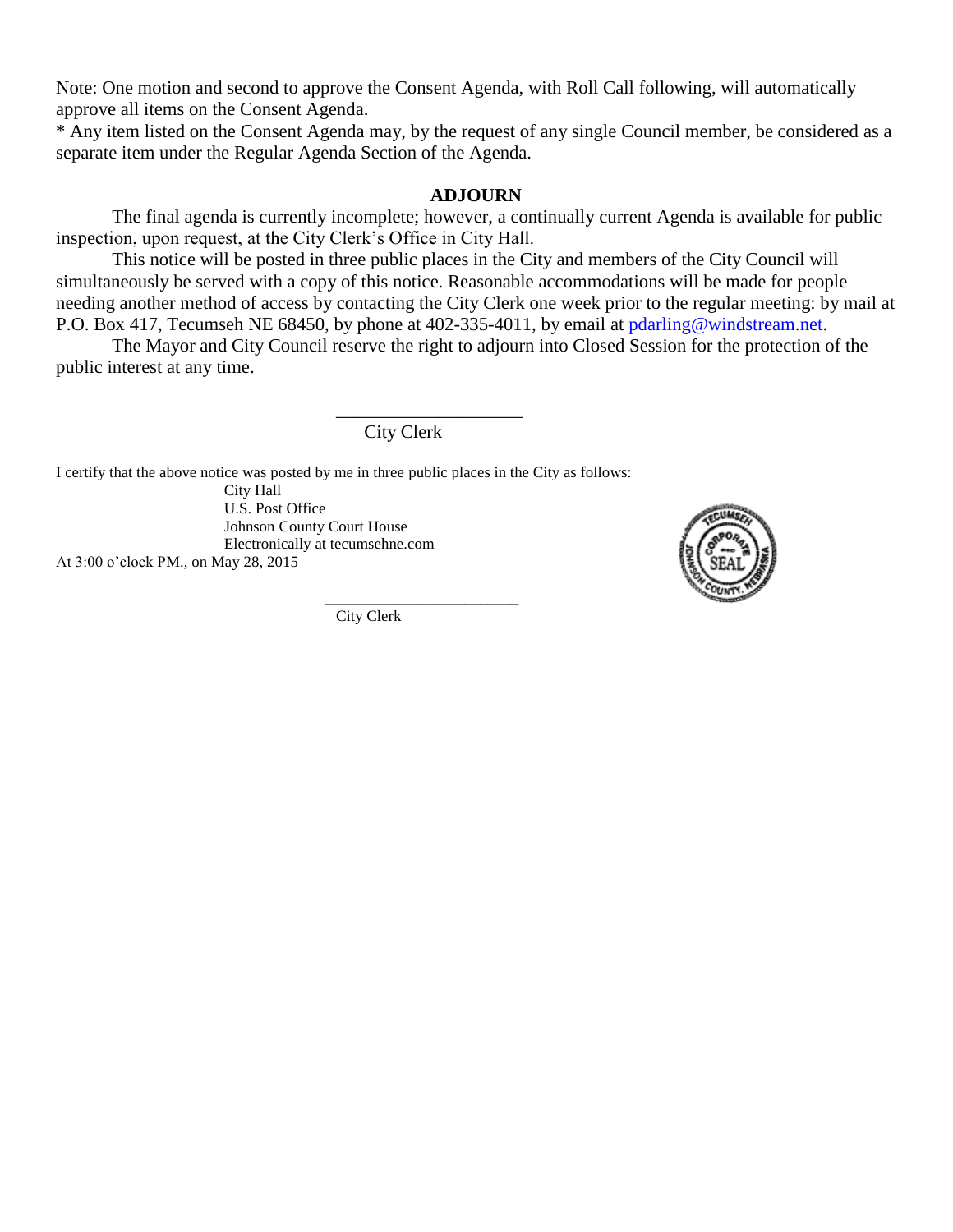Note: One motion and second to approve the Consent Agenda, with Roll Call following, will automatically approve all items on the Consent Agenda.
* Any item listed on the Consent Agenda may, by the request of any single Council member, be considered as a separate item under the Regular Agenda Section of the Agenda.

## ADJOURN

The final agenda is currently incomplete; however, a continually current Agenda is available for public inspection, upon request, at the City Clerk's Office in City Hall.

This notice will be posted in three public places in the City and members of the City Council will simultaneously be served with a copy of this notice. Reasonable accommodations will be made for people needing another method of access by contacting the City Clerk one week prior to the regular meeting: by mail at P.O. Box 417, Tecumseh NE 68450, by phone at 402-335-4011, by email at pdarling@windstream.net.

The Mayor and City Council reserve the right to adjourn into Closed Session for the protection of the public interest at any time.

\_\_\_\_\_\_\_\_\_\_\_\_\_\_\_\_\_\_\_\_
City Clerk

I certify that the above notice was posted by me in three public places in the City as follows:

City Hall
U.S. Post Office
Johnson County Court House
Electronically at tecumsehne.com

At 3:00 o'clock PM., on May 28, 2015

\_\_\_\_\_\_\_\_\_\_\_\_\_\_\_\_\_\_\_\_
City Clerk